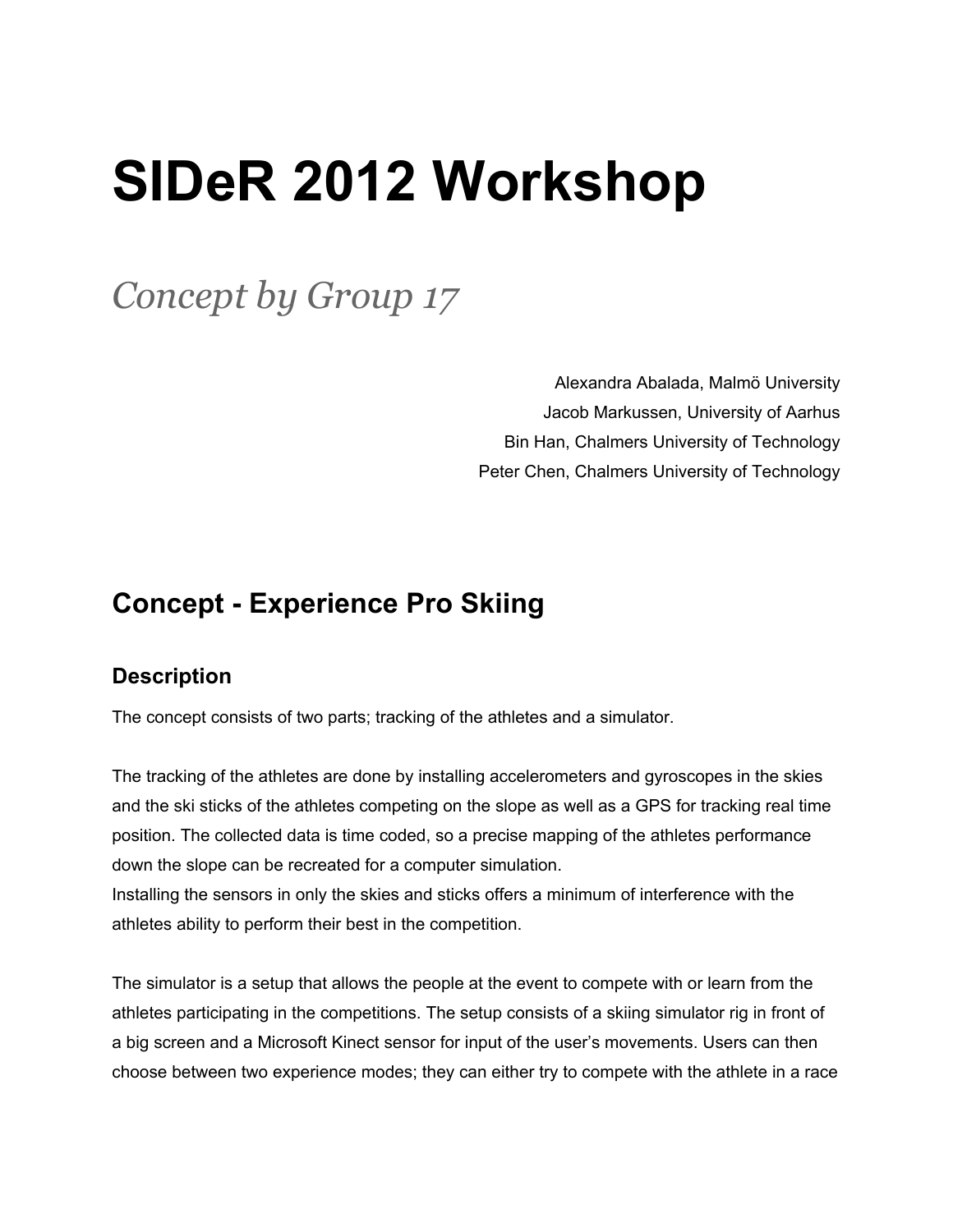# SIDeR 2012 Workshop

## *Concept by Group 17*

Alexandra Abalada, Malmö University
Jacob Markussen, University of Aarhus
Bin Han, Chalmers University of Technology
Peter Chen, Chalmers University of Technology

## Concept - Experience Pro Skiing

### Description

The concept consists of two parts; tracking of the athletes and a simulator.

The tracking of the athletes are done by installing accelerometers and gyroscopes in the skies and the ski sticks of the athletes competing on the slope as well as a GPS for tracking real time position. The collected data is time coded, so a precise mapping of the athletes performance down the slope can be recreated for a computer simulation.
Installing the sensors in only the skies and sticks offers a minimum of interference with the athletes ability to perform their best in the competition.

The simulator is a setup that allows the people at the event to compete with or learn from the athletes participating in the competitions. The setup consists of a skiing simulator rig in front of a big screen and a Microsoft Kinect sensor for input of the user's movements. Users can then choose between two experience modes; they can either try to compete with the athlete in a race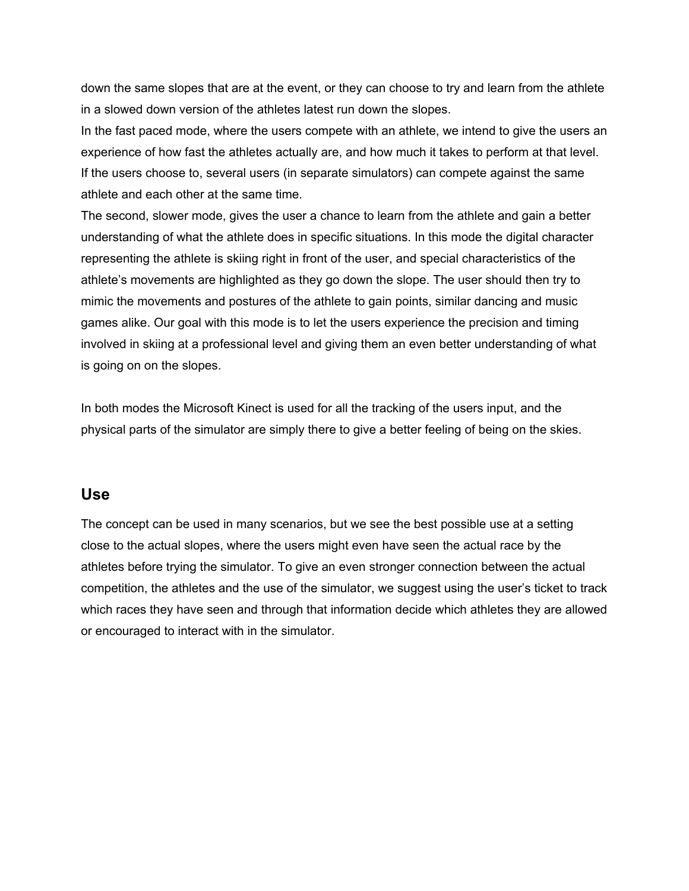down the same slopes that are at the event, or they can choose to try and learn from the athlete in a slowed down version of the athletes latest run down the slopes.
In the fast paced mode, where the users compete with an athlete, we intend to give the users an experience of how fast the athletes actually are, and how much it takes to perform at that level. If the users choose to, several users (in separate simulators) can compete against the same athlete and each other at the same time.
The second, slower mode, gives the user a chance to learn from the athlete and gain a better understanding of what the athlete does in specific situations. In this mode the digital character representing the athlete is skiing right in front of the user, and special characteristics of the athlete's movements are highlighted as they go down the slope. The user should then try to mimic the movements and postures of the athlete to gain points, similar dancing and music games alike. Our goal with this mode is to let the users experience the precision and timing involved in skiing at a professional level and giving them an even better understanding of what is going on on the slopes.

In both modes the Microsoft Kinect is used for all the tracking of the users input, and the physical parts of the simulator are simply there to give a better feeling of being on the skies.

## Use

The concept can be used in many scenarios, but we see the best possible use at a setting close to the actual slopes, where the users might even have seen the actual race by the athletes before trying the simulator. To give an even stronger connection between the actual competition, the athletes and the use of the simulator, we suggest using the user's ticket to track which races they have seen and through that information decide which athletes they are allowed or encouraged to interact with in the simulator.